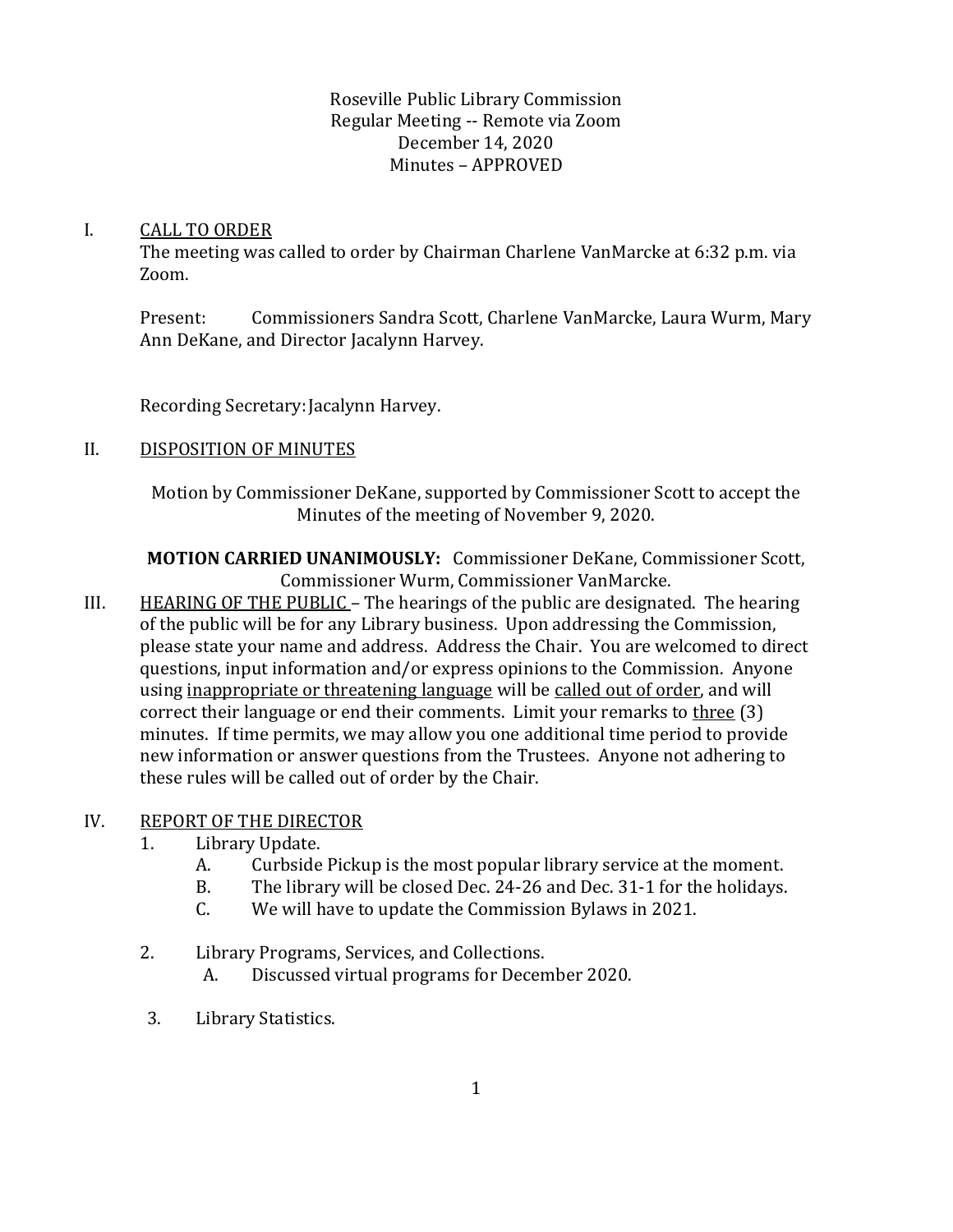Roseville Public Library Commission
Regular Meeting -- Remote via Zoom
December 14, 2020
Minutes – APPROVED

I. CALL TO ORDER

The meeting was called to order by Chairman Charlene VanMarcke at 6:32 p.m. via Zoom.

Present: Commissioners Sandra Scott, Charlene VanMarcke, Laura Wurm, Mary Ann DeKane, and Director Jacalynn Harvey.

Recording Secretary: Jacalynn Harvey.

II. DISPOSITION OF MINUTES

Motion by Commissioner DeKane, supported by Commissioner Scott to accept the Minutes of the meeting of November 9, 2020.

**MOTION CARRIED UNANIMOUSLY:** Commissioner DeKane, Commissioner Scott, Commissioner Wurm, Commissioner VanMarcke.

III. HEARING OF THE PUBLIC – The hearings of the public are designated. The hearing of the public will be for any Library business. Upon addressing the Commission, please state your name and address. Address the Chair. You are welcomed to direct questions, input information and/or express opinions to the Commission. Anyone using inappropriate or threatening language will be called out of order, and will correct their language or end their comments. Limit your remarks to three (3) minutes. If time permits, we may allow you one additional time period to provide new information or answer questions from the Trustees. Anyone not adhering to these rules will be called out of order by the Chair.

IV. REPORT OF THE DIRECTOR

1. Library Update.
   - A. Curbside Pickup is the most popular library service at the moment.
   - B. The library will be closed Dec. 24-26 and Dec. 31-1 for the holidays.
   - C. We will have to update the Commission Bylaws in 2021.

2. Library Programs, Services, and Collections.
   - A. Discussed virtual programs for December 2020.

3. Library Statistics.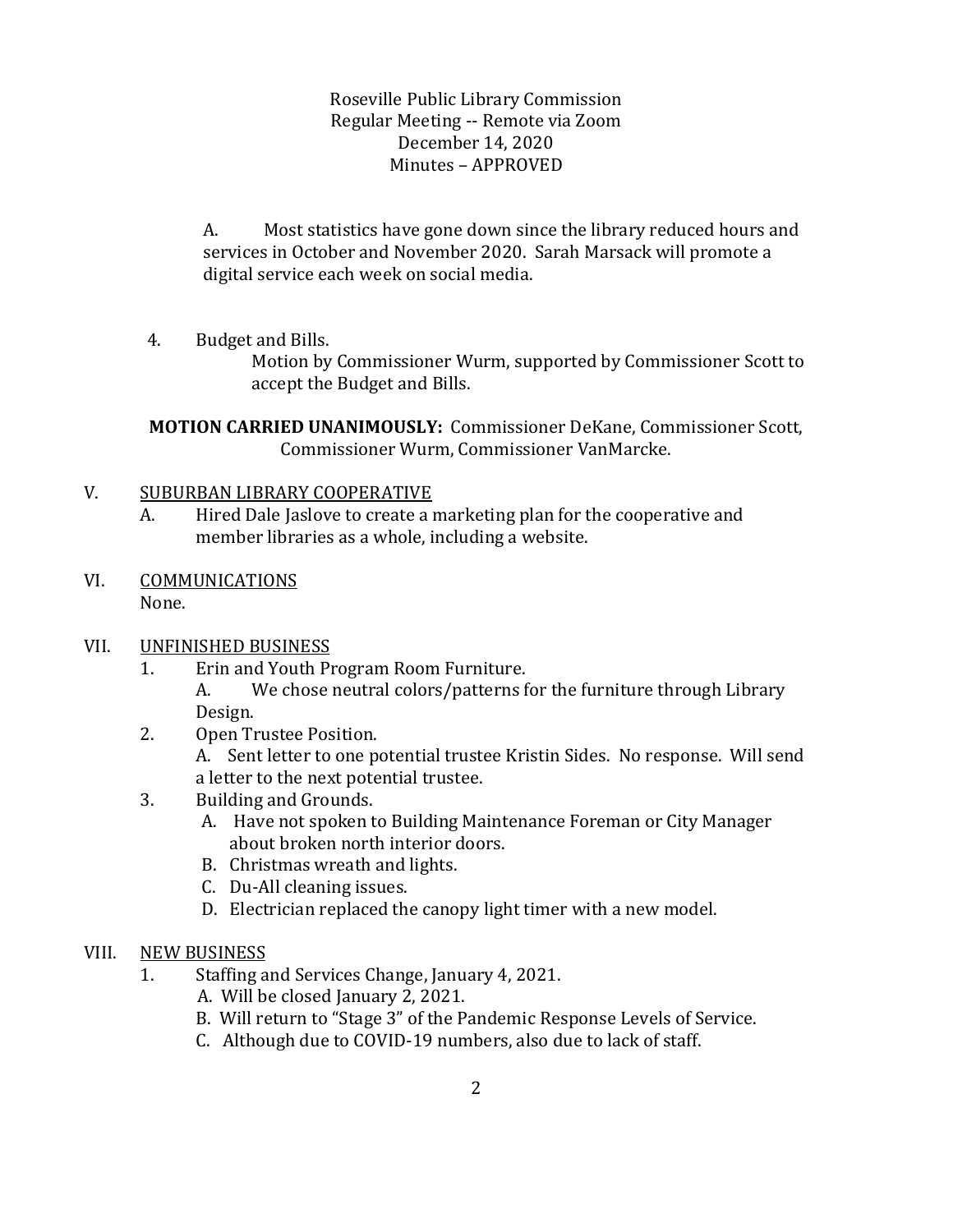Roseville Public Library Commission
Regular Meeting -- Remote via Zoom
December 14, 2020
Minutes – APPROVED

A. Most statistics have gone down since the library reduced hours and services in October and November 2020. Sarah Marsack will promote a digital service each week on social media.

4. Budget and Bills.

   Motion by Commissioner Wurm, supported by Commissioner Scott to accept the Budget and Bills.

**MOTION CARRIED UNANIMOUSLY:** Commissioner DeKane, Commissioner Scott, Commissioner Wurm, Commissioner VanMarcke.

## V. SUBURBAN LIBRARY COOPERATIVE

A. Hired Dale Jaslove to create a marketing plan for the cooperative and member libraries as a whole, including a website.

## VI. COMMUNICATIONS

None.

## VII. UNFINISHED BUSINESS

1. Erin and Youth Program Room Furniture.
   A. We chose neutral colors/patterns for the furniture through Library Design.
2. Open Trustee Position.
   A. Sent letter to one potential trustee Kristin Sides. No response. Will send a letter to the next potential trustee.
3. Building and Grounds.
   A. Have not spoken to Building Maintenance Foreman or City Manager about broken north interior doors.
   B. Christmas wreath and lights.
   C. Du-All cleaning issues.
   D. Electrician replaced the canopy light timer with a new model.

## VIII. NEW BUSINESS

1. Staffing and Services Change, January 4, 2021.
   A. Will be closed January 2, 2021.
   B. Will return to "Stage 3" of the Pandemic Response Levels of Service.
   C. Although due to COVID-19 numbers, also due to lack of staff.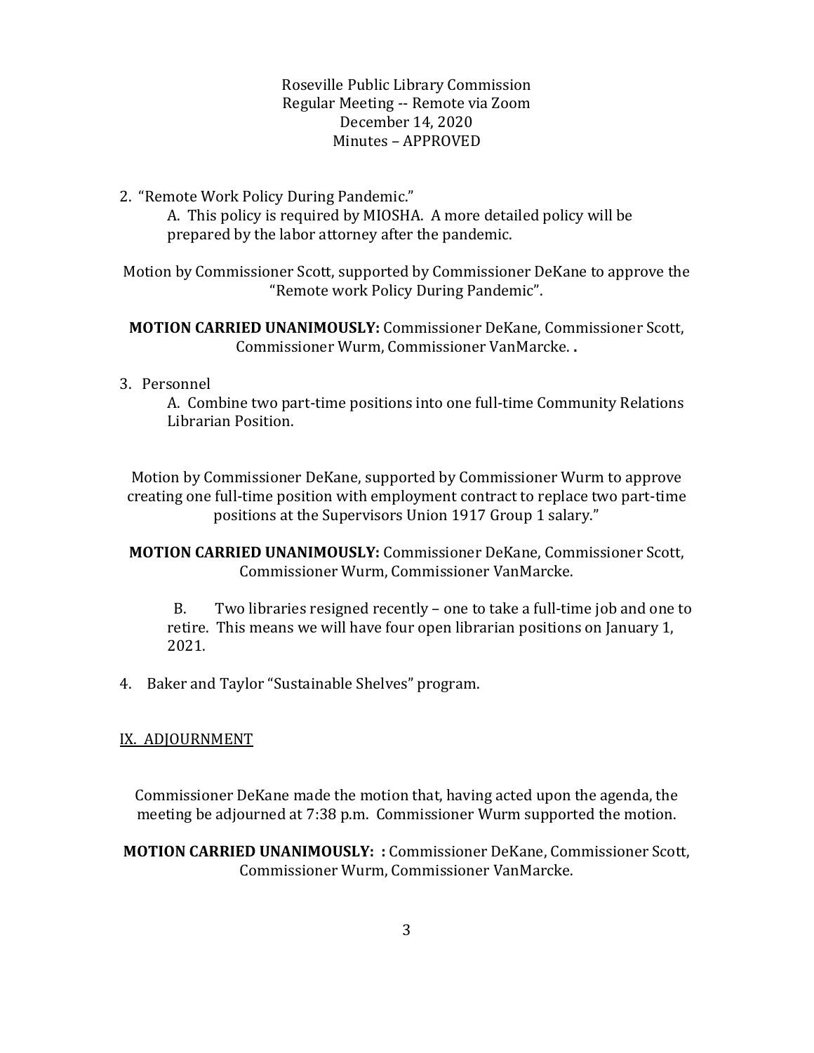Roseville Public Library Commission
Regular Meeting -- Remote via Zoom
December 14, 2020
Minutes – APPROVED

2. "Remote Work Policy During Pandemic."
   A. This policy is required by MIOSHA. A more detailed policy will be prepared by the labor attorney after the pandemic.

Motion by Commissioner Scott, supported by Commissioner DeKane to approve the "Remote work Policy During Pandemic".

**MOTION CARRIED UNANIMOUSLY:** Commissioner DeKane, Commissioner Scott, Commissioner Wurm, Commissioner VanMarcke. **.**

3. Personnel
   A. Combine two part-time positions into one full-time Community Relations Librarian Position.

Motion by Commissioner DeKane, supported by Commissioner Wurm to approve creating one full-time position with employment contract to replace two part-time positions at the Supervisors Union 1917 Group 1 salary."

**MOTION CARRIED UNANIMOUSLY:** Commissioner DeKane, Commissioner Scott, Commissioner Wurm, Commissioner VanMarcke.

   B. Two libraries resigned recently – one to take a full-time job and one to retire. This means we will have four open librarian positions on January 1, 2021.

4. Baker and Taylor "Sustainable Shelves" program.

IX. ADJOURNMENT

Commissioner DeKane made the motion that, having acted upon the agenda, the meeting be adjourned at 7:38 p.m. Commissioner Wurm supported the motion.

**MOTION CARRIED UNANIMOUSLY: :** Commissioner DeKane, Commissioner Scott, Commissioner Wurm, Commissioner VanMarcke.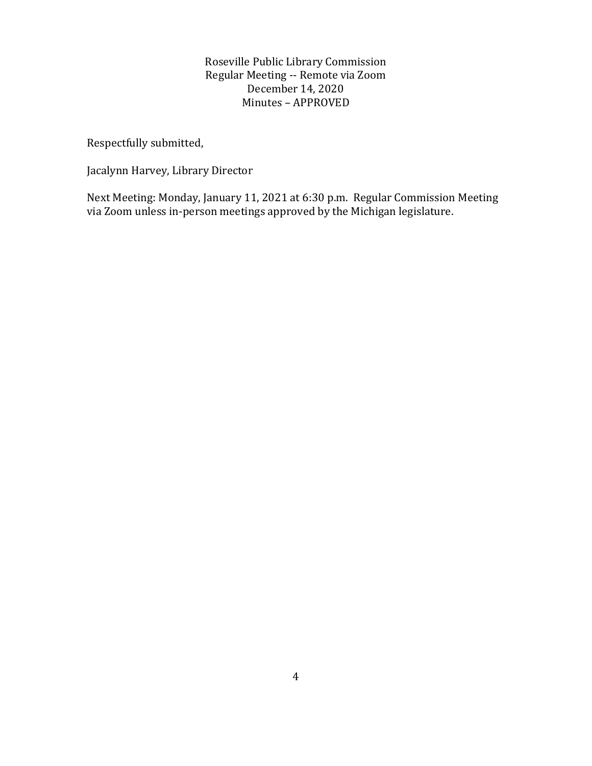Roseville Public Library Commission
Regular Meeting -- Remote via Zoom
December 14, 2020
Minutes – APPROVED

Respectfully submitted,

Jacalynn Harvey, Library Director

Next Meeting: Monday, January 11, 2021 at 6:30 p.m. Regular Commission Meeting via Zoom unless in-person meetings approved by the Michigan legislature.